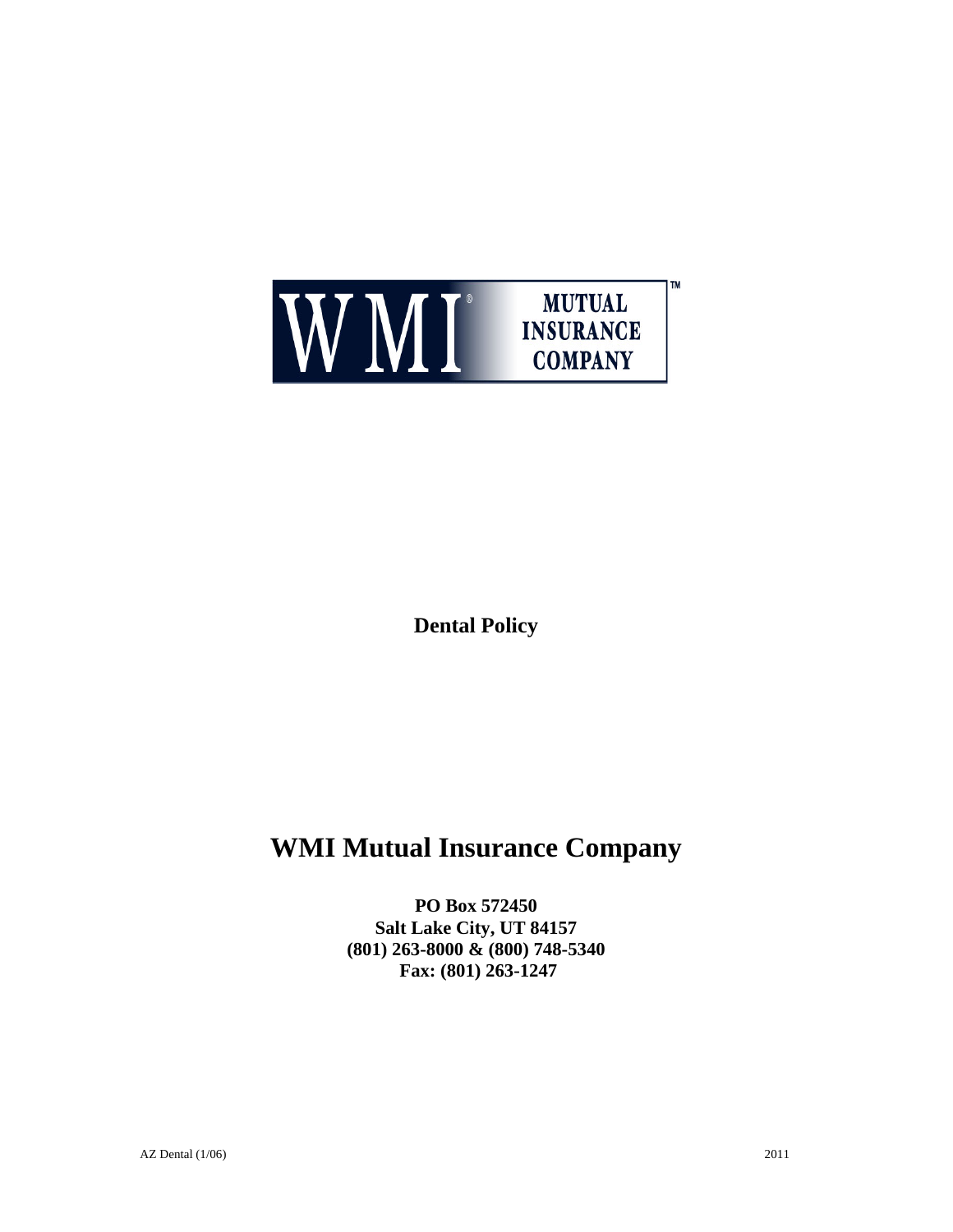WMI® MUTUAL INSURANCE COMPANY™

**Dental Policy**

# WMI Mutual Insurance Company

**PO Box 572450**
**Salt Lake City, UT 84157**
**(801) 263-8000 & (800) 748-5340**
**Fax: (801) 263-1247**

AZ Dental (1/06) 2011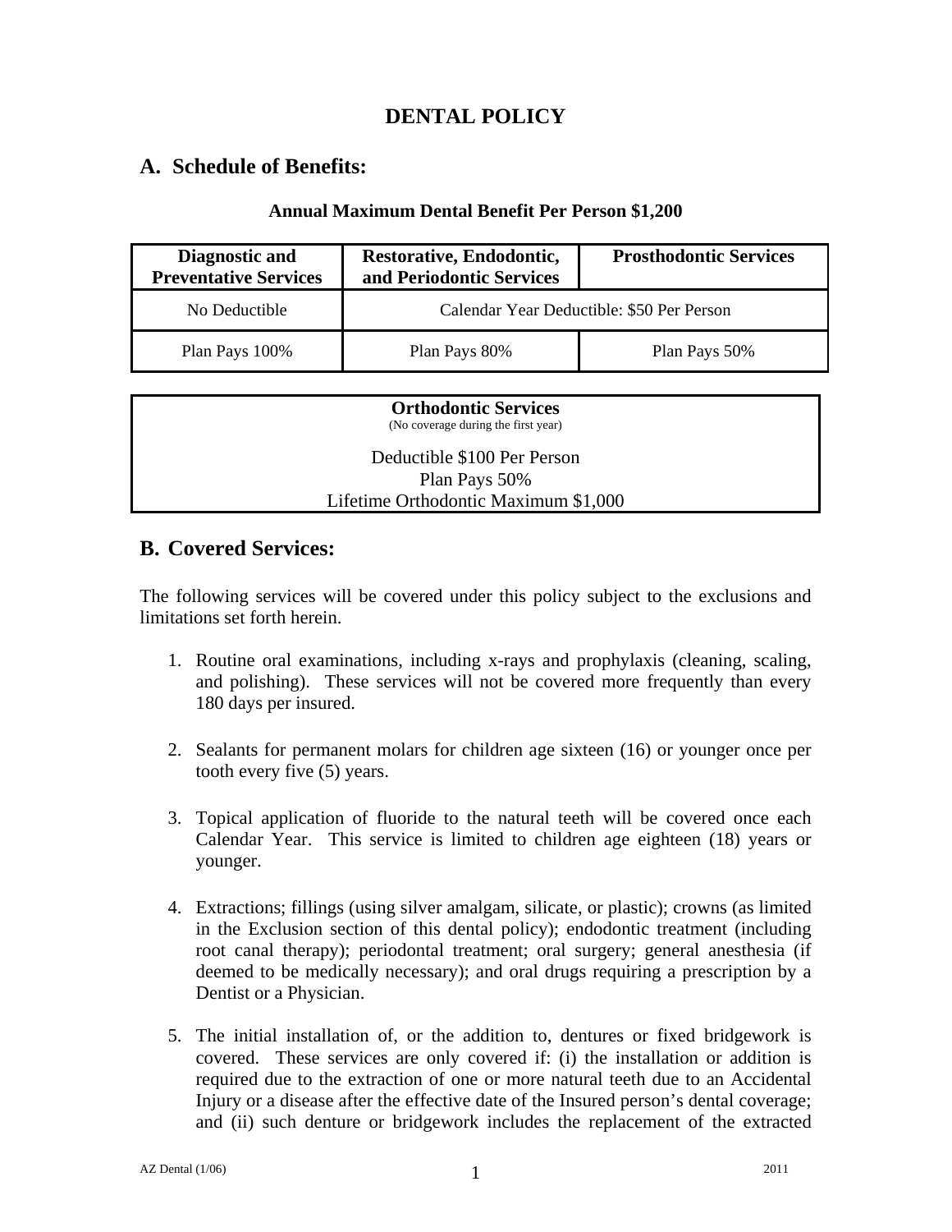# DENTAL POLICY

## A. Schedule of Benefits:

**Annual Maximum Dental Benefit Per Person $1,200**

| Diagnostic and Preventative Services | Restorative, Endodontic, and Periodontic Services | Prosthodontic Services |
|---|---|---|
| No Deductible | Calendar Year Deductible: $50 Per Person | |
| Plan Pays 100% | Plan Pays 80% | Plan Pays 50% |

| **Orthodontic Services** (No coverage during the first year) |
|---|
| Deductible $100 Per Person |
| Plan Pays 50% |
| Lifetime Orthodontic Maximum $1,000 |

## B. Covered Services:

The following services will be covered under this policy subject to the exclusions and limitations set forth herein.

1. Routine oral examinations, including x-rays and prophylaxis (cleaning, scaling, and polishing). These services will not be covered more frequently than every 180 days per insured.

2. Sealants for permanent molars for children age sixteen (16) or younger once per tooth every five (5) years.

3. Topical application of fluoride to the natural teeth will be covered once each Calendar Year. This service is limited to children age eighteen (18) years or younger.

4. Extractions; fillings (using silver amalgam, silicate, or plastic); crowns (as limited in the Exclusion section of this dental policy); endodontic treatment (including root canal therapy); periodontal treatment; oral surgery; general anesthesia (if deemed to be medically necessary); and oral drugs requiring a prescription by a Dentist or a Physician.

5. The initial installation of, or the addition to, dentures or fixed bridgework is covered. These services are only covered if: (i) the installation or addition is required due to the extraction of one or more natural teeth due to an Accidental Injury or a disease after the effective date of the Insured person's dental coverage; and (ii) such denture or bridgework includes the replacement of the extracted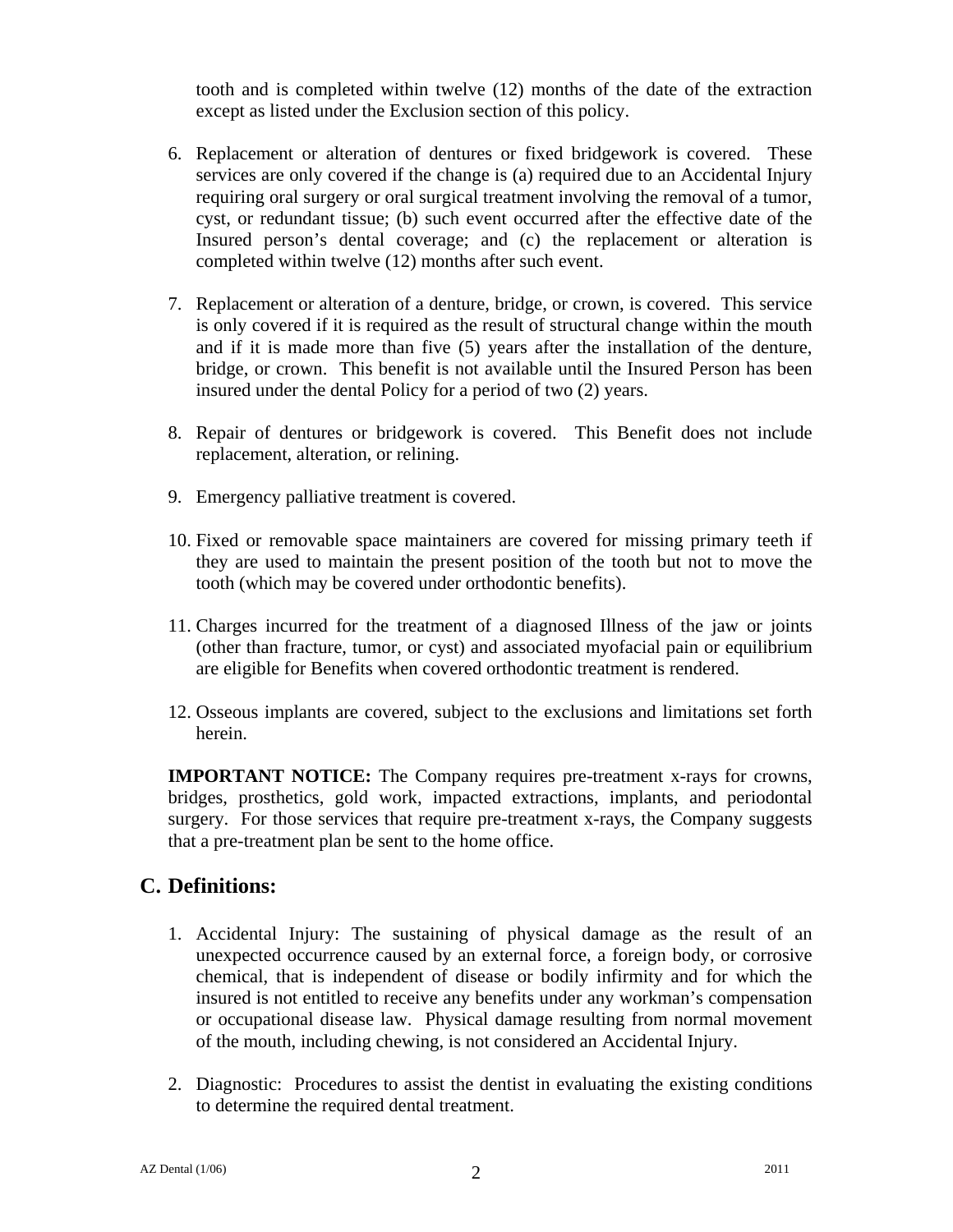tooth and is completed within twelve (12) months of the date of the extraction except as listed under the Exclusion section of this policy.

6. Replacement or alteration of dentures or fixed bridgework is covered. These services are only covered if the change is (a) required due to an Accidental Injury requiring oral surgery or oral surgical treatment involving the removal of a tumor, cyst, or redundant tissue; (b) such event occurred after the effective date of the Insured person's dental coverage; and (c) the replacement or alteration is completed within twelve (12) months after such event.

7. Replacement or alteration of a denture, bridge, or crown, is covered. This service is only covered if it is required as the result of structural change within the mouth and if it is made more than five (5) years after the installation of the denture, bridge, or crown. This benefit is not available until the Insured Person has been insured under the dental Policy for a period of two (2) years.

8. Repair of dentures or bridgework is covered. This Benefit does not include replacement, alteration, or relining.

9. Emergency palliative treatment is covered.

10. Fixed or removable space maintainers are covered for missing primary teeth if they are used to maintain the present position of the tooth but not to move the tooth (which may be covered under orthodontic benefits).

11. Charges incurred for the treatment of a diagnosed Illness of the jaw or joints (other than fracture, tumor, or cyst) and associated myofacial pain or equilibrium are eligible for Benefits when covered orthodontic treatment is rendered.

12. Osseous implants are covered, subject to the exclusions and limitations set forth herein.

**IMPORTANT NOTICE:** The Company requires pre-treatment x-rays for crowns, bridges, prosthetics, gold work, impacted extractions, implants, and periodontal surgery. For those services that require pre-treatment x-rays, the Company suggests that a pre-treatment plan be sent to the home office.

## C. Definitions:

1. Accidental Injury: The sustaining of physical damage as the result of an unexpected occurrence caused by an external force, a foreign body, or corrosive chemical, that is independent of disease or bodily infirmity and for which the insured is not entitled to receive any benefits under any workman's compensation or occupational disease law. Physical damage resulting from normal movement of the mouth, including chewing, is not considered an Accidental Injury.

2. Diagnostic: Procedures to assist the dentist in evaluating the existing conditions to determine the required dental treatment.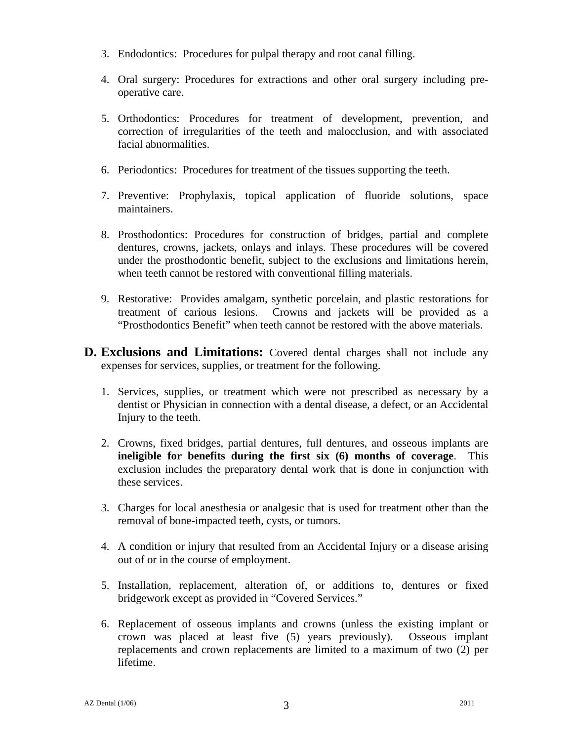3. Endodontics: Procedures for pulpal therapy and root canal filling.

4. Oral surgery: Procedures for extractions and other oral surgery including pre-operative care.

5. Orthodontics: Procedures for treatment of development, prevention, and correction of irregularities of the teeth and malocclusion, and with associated facial abnormalities.

6. Periodontics: Procedures for treatment of the tissues supporting the teeth.

7. Preventive: Prophylaxis, topical application of fluoride solutions, space maintainers.

8. Prosthodontics: Procedures for construction of bridges, partial and complete dentures, crowns, jackets, onlays and inlays. These procedures will be covered under the prosthodontic benefit, subject to the exclusions and limitations herein, when teeth cannot be restored with conventional filling materials.

9. Restorative: Provides amalgam, synthetic porcelain, and plastic restorations for treatment of carious lesions. Crowns and jackets will be provided as a "Prosthodontics Benefit" when teeth cannot be restored with the above materials.

**D. Exclusions and Limitations:** Covered dental charges shall not include any expenses for services, supplies, or treatment for the following.

1. Services, supplies, or treatment which were not prescribed as necessary by a dentist or Physician in connection with a dental disease, a defect, or an Accidental Injury to the teeth.

2. Crowns, fixed bridges, partial dentures, full dentures, and osseous implants are **ineligible for benefits during the first six (6) months of coverage**. This exclusion includes the preparatory dental work that is done in conjunction with these services.

3. Charges for local anesthesia or analgesic that is used for treatment other than the removal of bone-impacted teeth, cysts, or tumors.

4. A condition or injury that resulted from an Accidental Injury or a disease arising out of or in the course of employment.

5. Installation, replacement, alteration of, or additions to, dentures or fixed bridgework except as provided in "Covered Services."

6. Replacement of osseous implants and crowns (unless the existing implant or crown was placed at least five (5) years previously). Osseous implant replacements and crown replacements are limited to a maximum of two (2) per lifetime.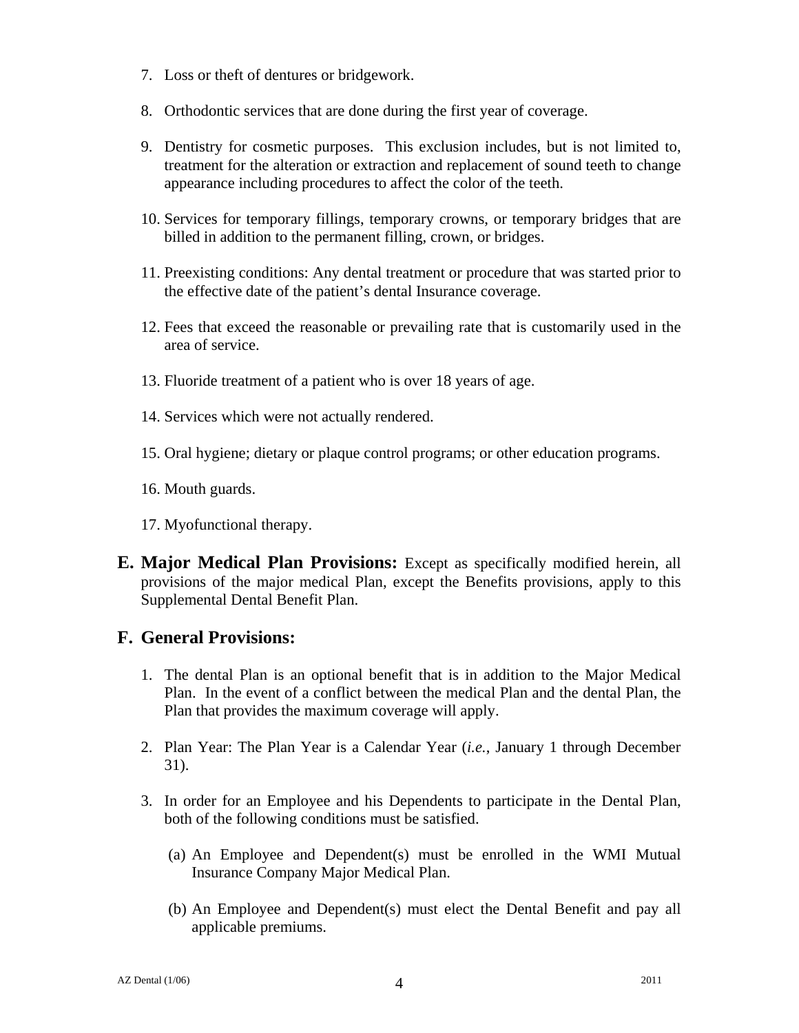7. Loss or theft of dentures or bridgework.

8. Orthodontic services that are done during the first year of coverage.

9. Dentistry for cosmetic purposes. This exclusion includes, but is not limited to, treatment for the alteration or extraction and replacement of sound teeth to change appearance including procedures to affect the color of the teeth.

10. Services for temporary fillings, temporary crowns, or temporary bridges that are billed in addition to the permanent filling, crown, or bridges.

11. Preexisting conditions: Any dental treatment or procedure that was started prior to the effective date of the patient's dental Insurance coverage.

12. Fees that exceed the reasonable or prevailing rate that is customarily used in the area of service.

13. Fluoride treatment of a patient who is over 18 years of age.

14. Services which were not actually rendered.

15. Oral hygiene; dietary or plaque control programs; or other education programs.

16. Mouth guards.

17. Myofunctional therapy.

**E. Major Medical Plan Provisions:** Except as specifically modified herein, all provisions of the major medical Plan, except the Benefits provisions, apply to this Supplemental Dental Benefit Plan.

## F. General Provisions:

1. The dental Plan is an optional benefit that is in addition to the Major Medical Plan. In the event of a conflict between the medical Plan and the dental Plan, the Plan that provides the maximum coverage will apply.

2. Plan Year: The Plan Year is a Calendar Year (*i.e.*, January 1 through December 31).

3. In order for an Employee and his Dependents to participate in the Dental Plan, both of the following conditions must be satisfied.

   (a) An Employee and Dependent(s) must be enrolled in the WMI Mutual Insurance Company Major Medical Plan.

   (b) An Employee and Dependent(s) must elect the Dental Benefit and pay all applicable premiums.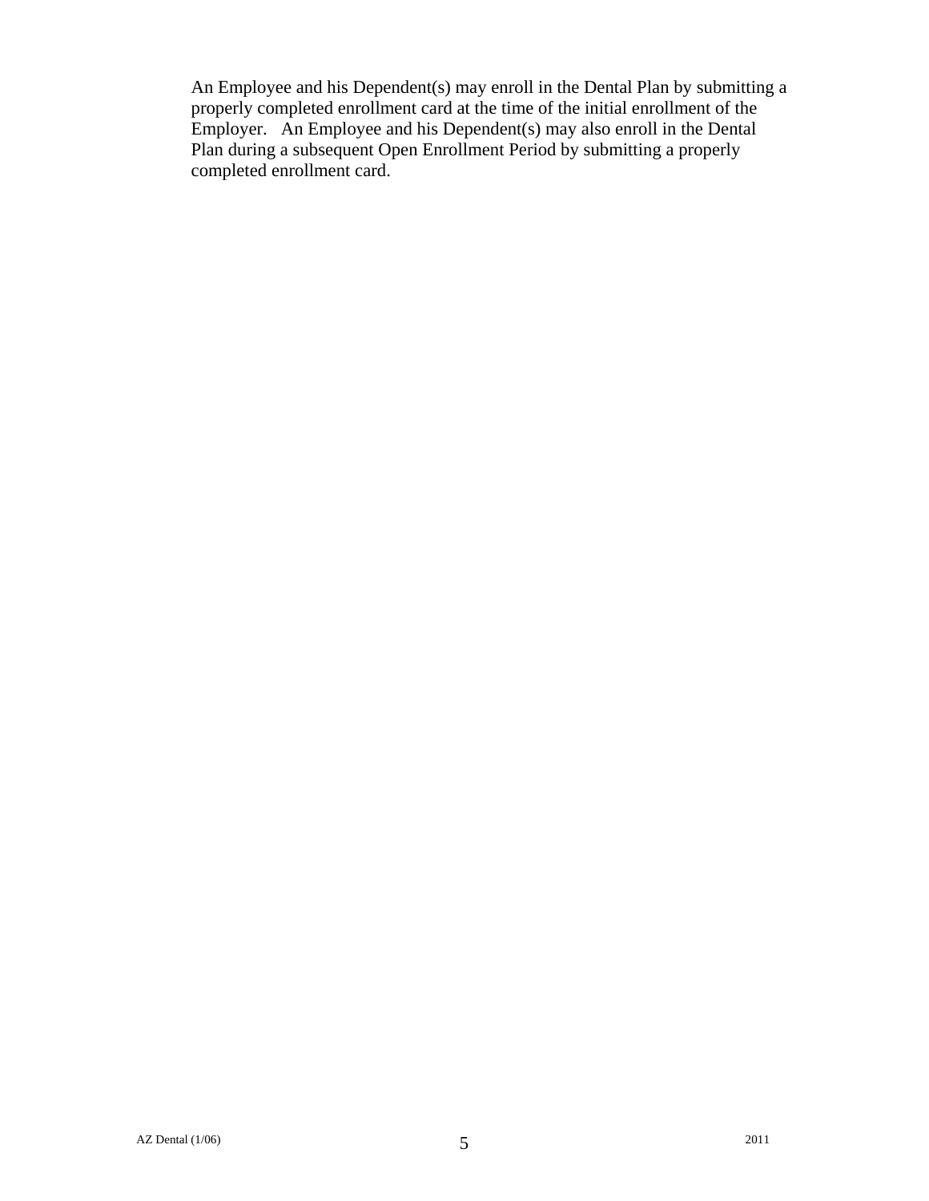An Employee and his Dependent(s) may enroll in the Dental Plan by submitting a properly completed enrollment card at the time of the initial enrollment of the Employer. An Employee and his Dependent(s) may also enroll in the Dental Plan during a subsequent Open Enrollment Period by submitting a properly completed enrollment card.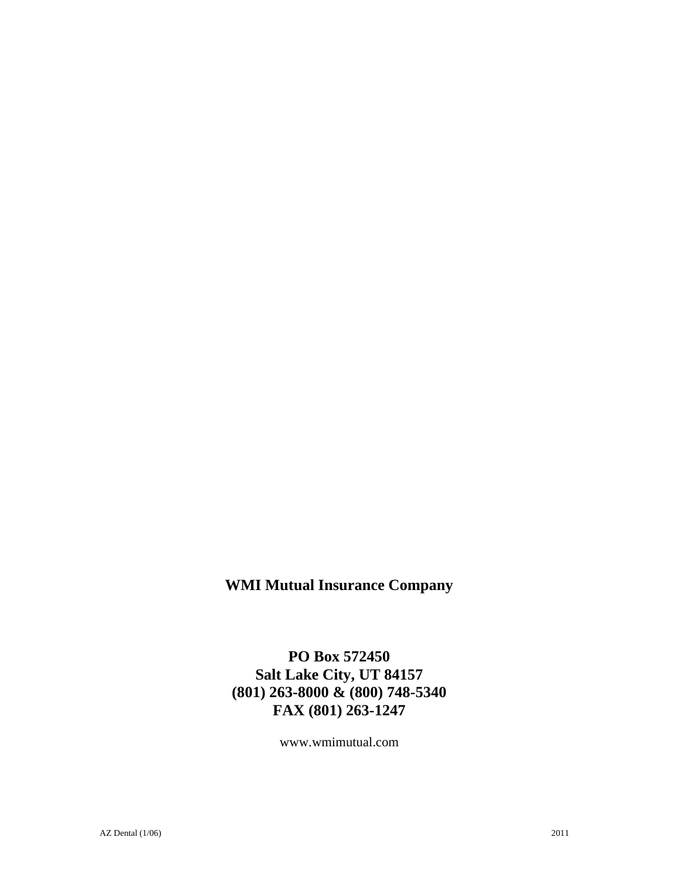**WMI Mutual Insurance Company**

**PO Box 572450**
**Salt Lake City, UT 84157**
**(801) 263-8000 & (800) 748-5340**
**FAX (801) 263-1247**

www.wmimutual.com

AZ Dental (1/06) 2011